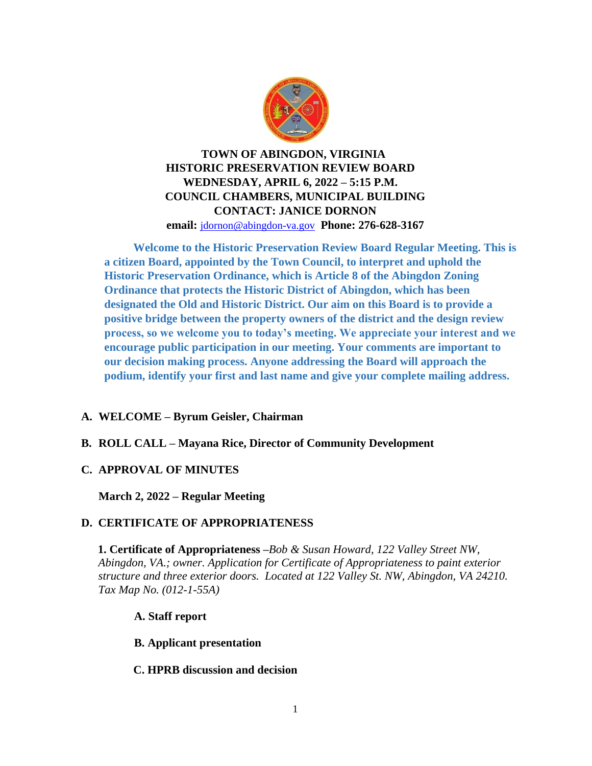**TOWN OF ABINGDON, VIRGINIA**
**HISTORIC PRESERVATION REVIEW BOARD**
**WEDNESDAY, APRIL 6, 2022 – 5:15 P.M.**
**COUNCIL CHAMBERS, MUNICIPAL BUILDING**
**CONTACT: JANICE DORNON**
**email:** jdornon@abingdon-va.gov **Phone: 276-628-3167**

**Welcome to the Historic Preservation Review Board Regular Meeting. This is a citizen Board, appointed by the Town Council, to interpret and uphold the Historic Preservation Ordinance, which is Article 8 of the Abingdon Zoning Ordinance that protects the Historic District of Abingdon, which has been designated the Old and Historic District. Our aim on this Board is to provide a positive bridge between the property owners of the district and the design review process, so we welcome you to today's meeting. We appreciate your interest and we encourage public participation in our meeting. Your comments are important to our decision making process. Anyone addressing the Board will approach the podium, identify your first and last name and give your complete mailing address.**

**A. WELCOME – Byrum Geisler, Chairman**

**B. ROLL CALL – Mayana Rice, Director of Community Development**

**C. APPROVAL OF MINUTES**

**March 2, 2022 – Regular Meeting**

**D. CERTIFICATE OF APPROPRIATENESS**

**1. Certificate of Appropriateness** –*Bob & Susan Howard, 122 Valley Street NW, Abingdon, VA.; owner. Application for Certificate of Appropriateness to paint exterior structure and three exterior doors. Located at 122 Valley St. NW, Abingdon, VA 24210. Tax Map No. (012-1-55A)*

**A. Staff report**

**B. Applicant presentation**

**C. HPRB discussion and decision**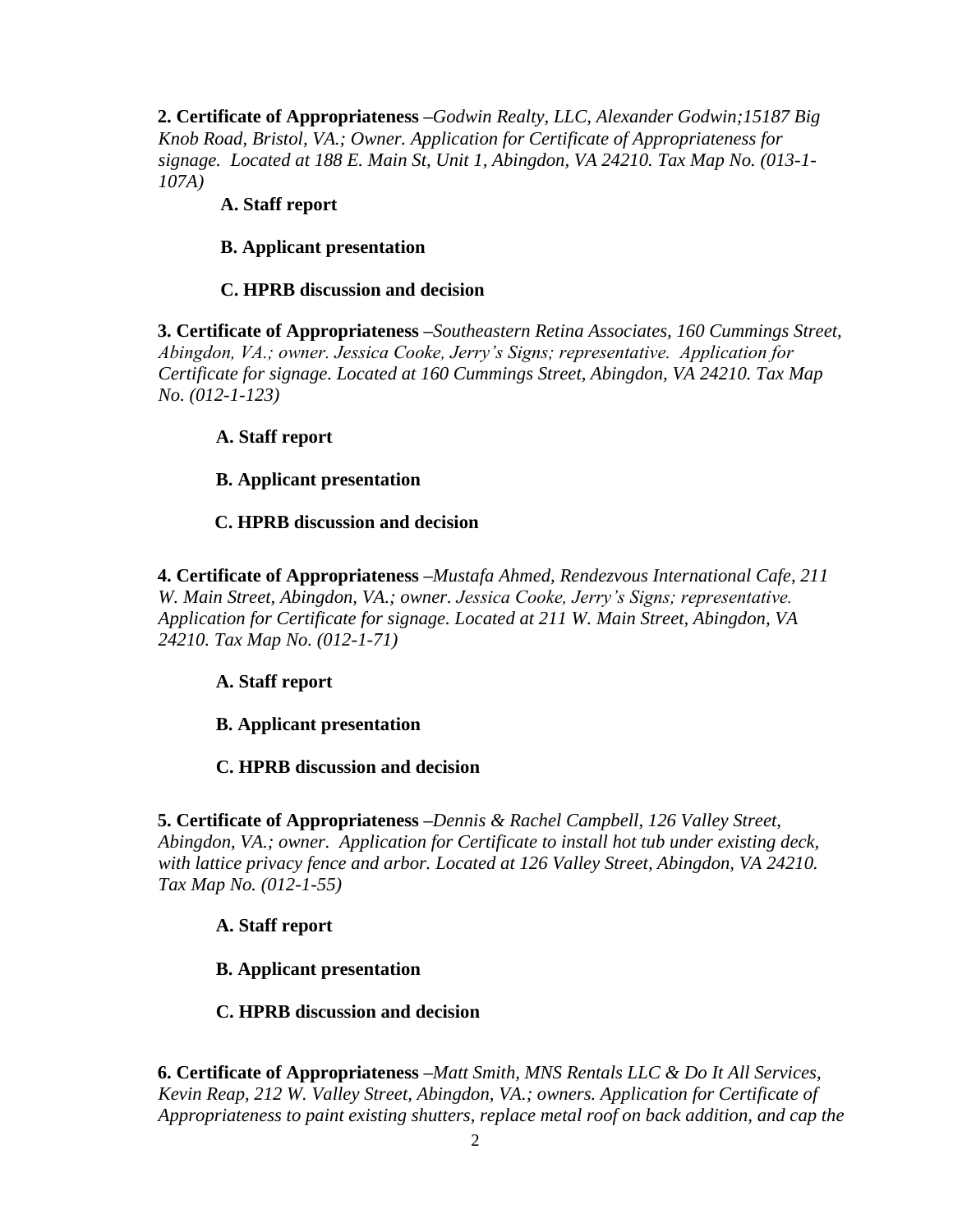**2. Certificate of Appropriateness** *–Godwin Realty, LLC, Alexander Godwin;15187 Big Knob Road, Bristol, VA.; Owner. Application for Certificate of Appropriateness for signage. Located at 188 E. Main St, Unit 1, Abingdon, VA 24210. Tax Map No. (013-1-107A)*

**A. Staff report**

**B. Applicant presentation**

**C. HPRB discussion and decision**

**3. Certificate of Appropriateness** *–Southeastern Retina Associates, 160 Cummings Street, Abingdon, VA.; owner. Jessica Cooke, Jerry's Signs; representative. Application for Certificate for signage. Located at 160 Cummings Street, Abingdon, VA 24210. Tax Map No. (012-1-123)*

**A. Staff report**

**B. Applicant presentation**

**C. HPRB discussion and decision**

**4. Certificate of Appropriateness** *–Mustafa Ahmed, Rendezvous International Cafe, 211 W. Main Street, Abingdon, VA.; owner. Jessica Cooke, Jerry's Signs; representative. Application for Certificate for signage. Located at 211 W. Main Street, Abingdon, VA 24210. Tax Map No. (012-1-71)*

**A. Staff report**

**B. Applicant presentation**

**C. HPRB discussion and decision**

**5. Certificate of Appropriateness** *–Dennis & Rachel Campbell, 126 Valley Street, Abingdon, VA.; owner. Application for Certificate to install hot tub under existing deck, with lattice privacy fence and arbor. Located at 126 Valley Street, Abingdon, VA 24210. Tax Map No. (012-1-55)*

**A. Staff report**

**B. Applicant presentation**

**C. HPRB discussion and decision**

**6. Certificate of Appropriateness** *–Matt Smith, MNS Rentals LLC & Do It All Services, Kevin Reap, 212 W. Valley Street, Abingdon, VA.; owners. Application for Certificate of Appropriateness to paint existing shutters, replace metal roof on back addition, and cap the*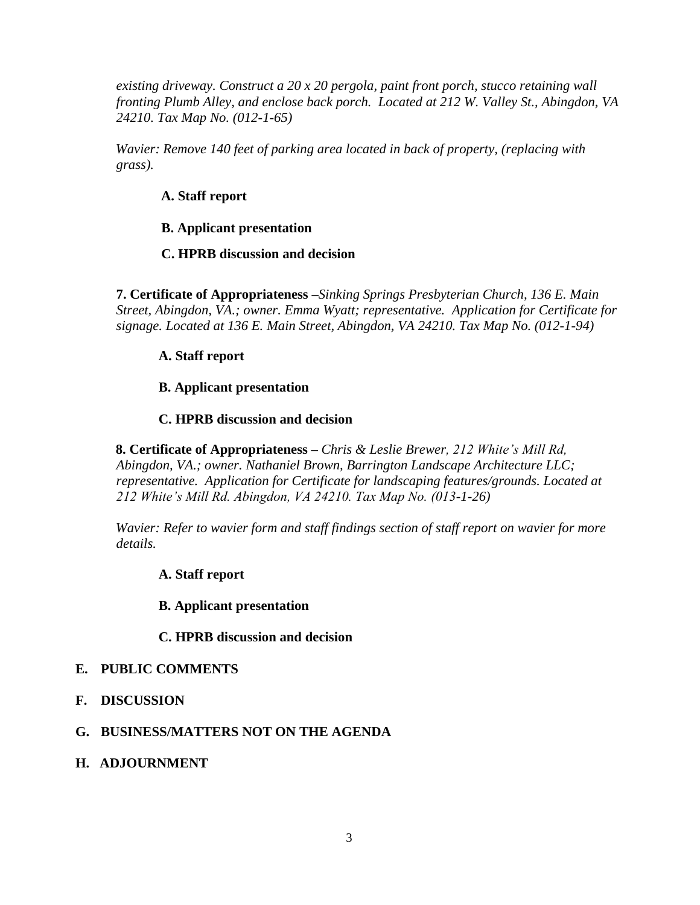*existing driveway. Construct a 20 x 20 pergola, paint front porch, stucco retaining wall fronting Plumb Alley, and enclose back porch. Located at 212 W. Valley St., Abingdon, VA 24210. Tax Map No. (012-1-65)*

*Wavier: Remove 140 feet of parking area located in back of property, (replacing with grass).*

**A. Staff report**

**B. Applicant presentation**

**C. HPRB discussion and decision**

**7. Certificate of Appropriateness** –*Sinking Springs Presbyterian Church, 136 E. Main Street, Abingdon, VA.; owner. Emma Wyatt; representative. Application for Certificate for signage. Located at 136 E. Main Street, Abingdon, VA 24210. Tax Map No. (012-1-94)*

**A. Staff report**

**B. Applicant presentation**

**C. HPRB discussion and decision**

**8. Certificate of Appropriateness** – *Chris & Leslie Brewer, 212 White's Mill Rd, Abingdon, VA.; owner. Nathaniel Brown, Barrington Landscape Architecture LLC; representative. Application for Certificate for landscaping features/grounds. Located at 212 White's Mill Rd. Abingdon, VA 24210. Tax Map No. (013-1-26)*

*Wavier: Refer to wavier form and staff findings section of staff report on wavier for more details.*

**A. Staff report**

**B. Applicant presentation**

**C. HPRB discussion and decision**

**E. PUBLIC COMMENTS**

**F. DISCUSSION**

**G. BUSINESS/MATTERS NOT ON THE AGENDA**

**H. ADJOURNMENT**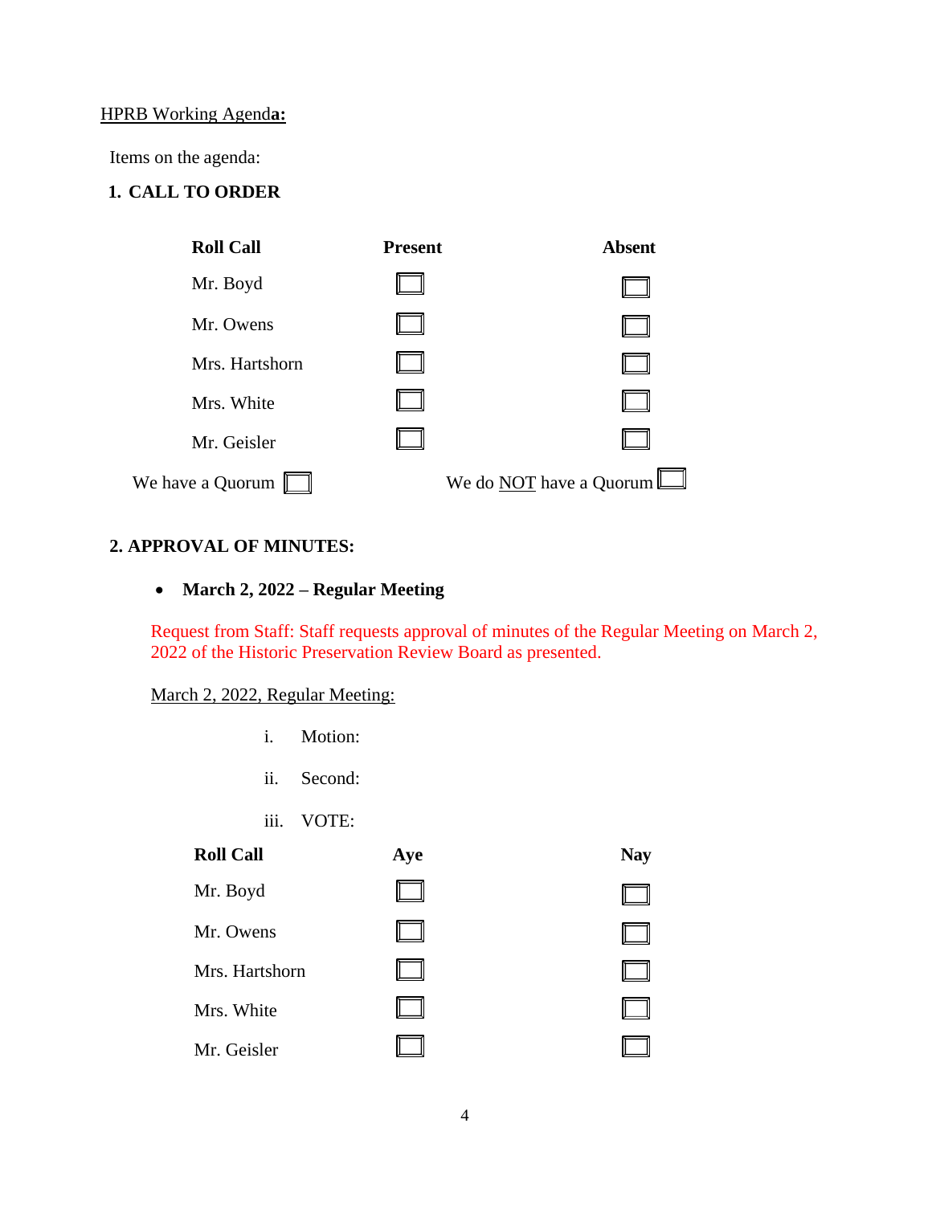HPRB Working Agend**a:**

Items on the agenda:

**1. CALL TO ORDER**

| Roll Call | Present | Absent |
|---|---|---|
| Mr. Boyd | ☐ | ☐ |
| Mr. Owens | ☐ | ☐ |
| Mrs. Hartshorn | ☐ | ☐ |
| Mrs. White | ☐ | ☐ |
| Mr. Geisler | ☐ | ☐ |

We have a Quorum ☐ We do NOT have a Quorum ☐

**2. APPROVAL OF MINUTES:**

- **March 2, 2022 – Regular Meeting**

Request from Staff: Staff requests approval of minutes of the Regular Meeting on March 2, 2022 of the Historic Preservation Review Board as presented.

March 2, 2022, Regular Meeting:

i. Motion:

ii. Second:

iii. VOTE:

| Roll Call | Aye | Nay |
|---|---|---|
| Mr. Boyd | ☐ | ☐ |
| Mr. Owens | ☐ | ☐ |
| Mrs. Hartshorn | ☐ | ☐ |
| Mrs. White | ☐ | ☐ |
| Mr. Geisler | ☐ | ☐ |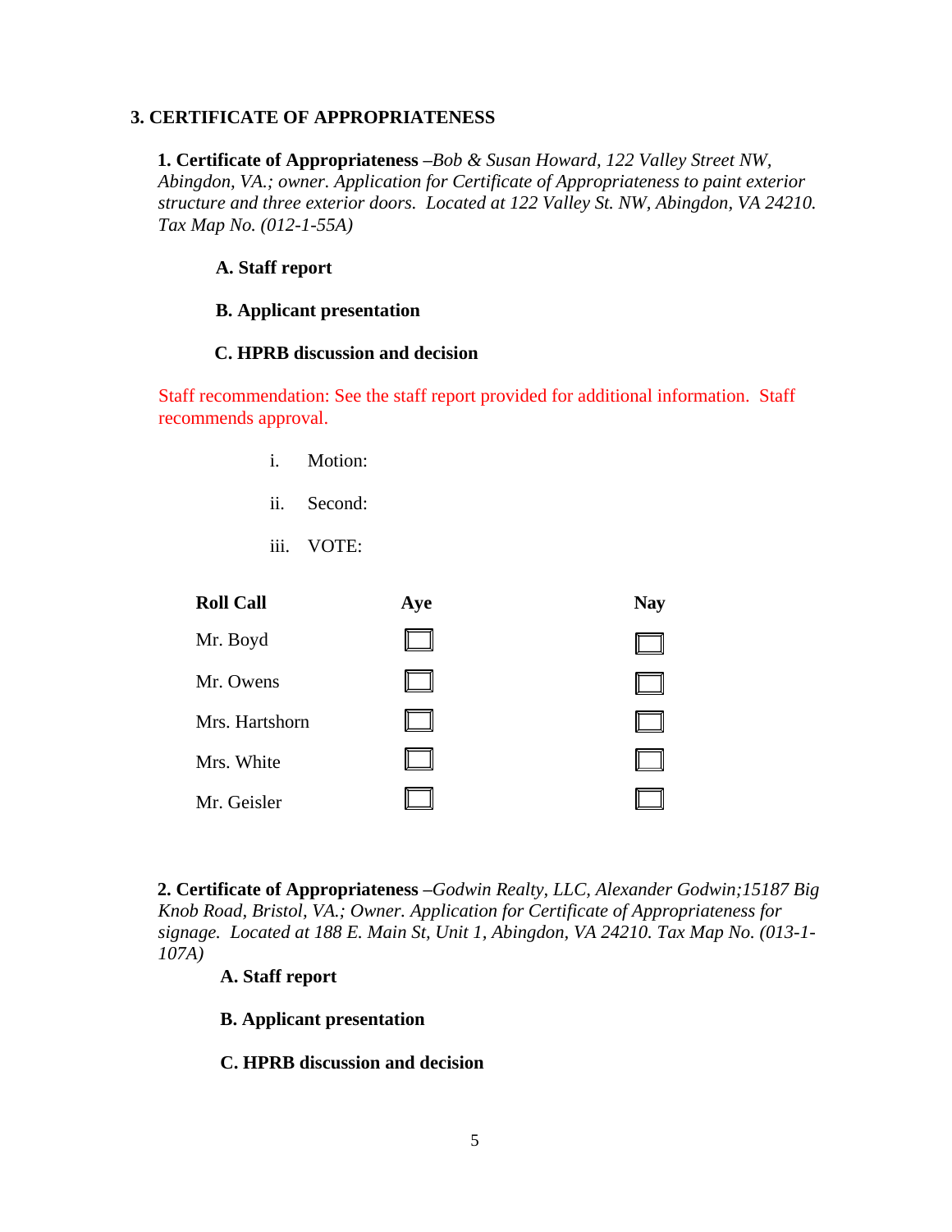## 3. CERTIFICATE OF APPROPRIATENESS

**1. Certificate of Appropriateness** *–Bob & Susan Howard, 122 Valley Street NW, Abingdon, VA.; owner. Application for Certificate of Appropriateness to paint exterior structure and three exterior doors. Located at 122 Valley St. NW, Abingdon, VA 24210. Tax Map No. (012-1-55A)*

**A. Staff report**

**B. Applicant presentation**

**C. HPRB discussion and decision**

Staff recommendation: See the staff report provided for additional information. Staff recommends approval.

i. Motion:

ii. Second:

iii. VOTE:

| Roll Call | Aye | Nay |
|---|---|---|
| Mr. Boyd | ☐ | ☐ |
| Mr. Owens | ☐ | ☐ |
| Mrs. Hartshorn | ☐ | ☐ |
| Mrs. White | ☐ | ☐ |
| Mr. Geisler | ☐ | ☐ |

**2. Certificate of Appropriateness** *–Godwin Realty, LLC, Alexander Godwin;15187 Big Knob Road, Bristol, VA.; Owner. Application for Certificate of Appropriateness for signage. Located at 188 E. Main St, Unit 1, Abingdon, VA 24210. Tax Map No. (013-1-107A)*

**A. Staff report**

**B. Applicant presentation**

**C. HPRB discussion and decision**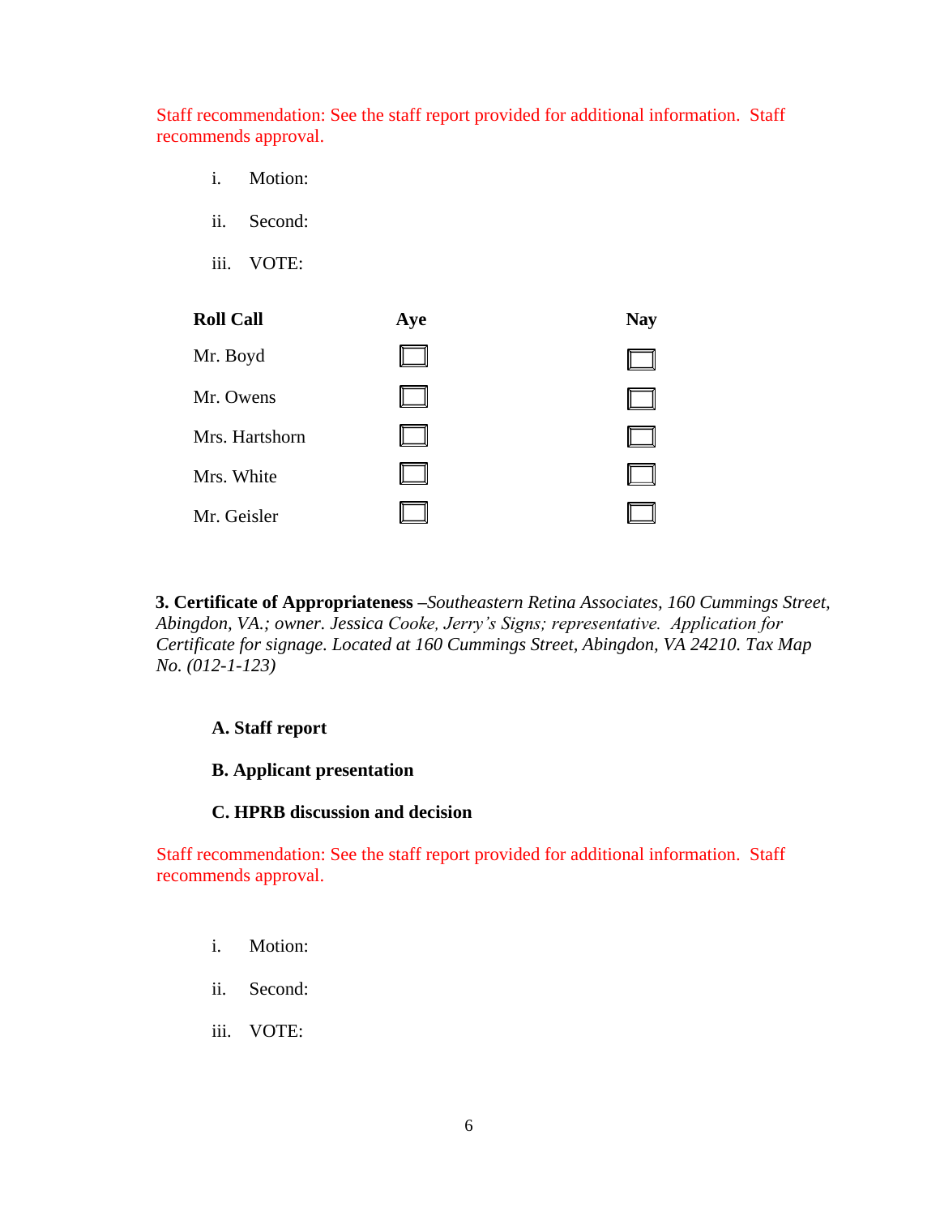Staff recommendation: See the staff report provided for additional information. Staff recommends approval.

i. Motion:

ii. Second:

iii. VOTE:

| Roll Call | Aye | Nay |
|---|---|---|
| Mr. Boyd | ☐ | ☐ |
| Mr. Owens | ☐ | ☐ |
| Mrs. Hartshorn | ☐ | ☐ |
| Mrs. White | ☐ | ☐ |
| Mr. Geisler | ☐ | ☐ |

**3. Certificate of Appropriateness** –*Southeastern Retina Associates, 160 Cummings Street, Abingdon, VA.; owner. Jessica Cooke, Jerry's Signs; representative. Application for Certificate for signage. Located at 160 Cummings Street, Abingdon, VA 24210. Tax Map No. (012-1-123)*

**A. Staff report**

**B. Applicant presentation**

**C. HPRB discussion and decision**

Staff recommendation: See the staff report provided for additional information. Staff recommends approval.

i. Motion:

ii. Second:

iii. VOTE: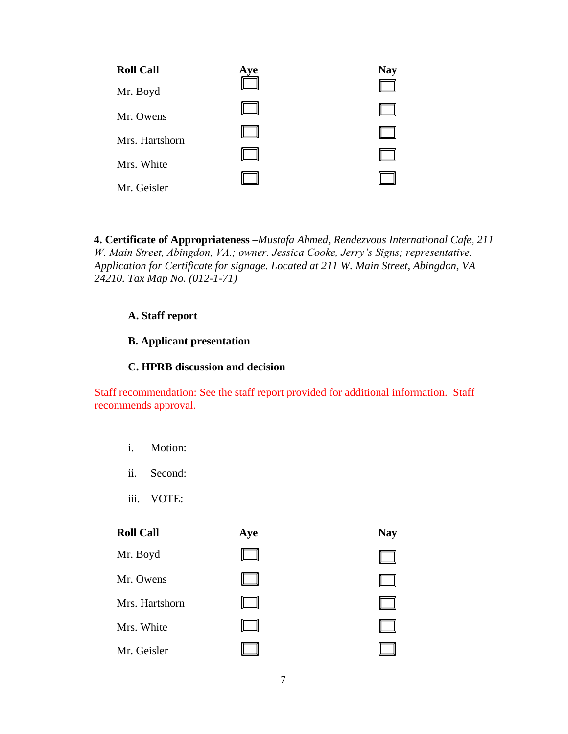| Roll Call | Aye | Nay |
|---|---|---|
| Mr. Boyd | ☐ | ☐ |
| Mr. Owens | ☐ | ☐ |
| Mrs. Hartshorn | ☐ | ☐ |
| Mrs. White | ☐ | ☐ |
| Mr. Geisler | ☐ | ☐ |

**4. Certificate of Appropriateness** *–Mustafa Ahmed, Rendezvous International Cafe, 211 W. Main Street, Abingdon, VA.; owner. Jessica Cooke, Jerry's Signs; representative. Application for Certificate for signage. Located at 211 W. Main Street, Abingdon, VA 24210. Tax Map No. (012-1-71)*

**A. Staff report**

**B. Applicant presentation**

**C. HPRB discussion and decision**

Staff recommendation: See the staff report provided for additional information. Staff recommends approval.

i. Motion:

ii. Second:

iii. VOTE:

| Roll Call | Aye | Nay |
|---|---|---|
| Mr. Boyd | ☐ | ☐ |
| Mr. Owens | ☐ | ☐ |
| Mrs. Hartshorn | ☐ | ☐ |
| Mrs. White | ☐ | ☐ |
| Mr. Geisler | ☐ | ☐ |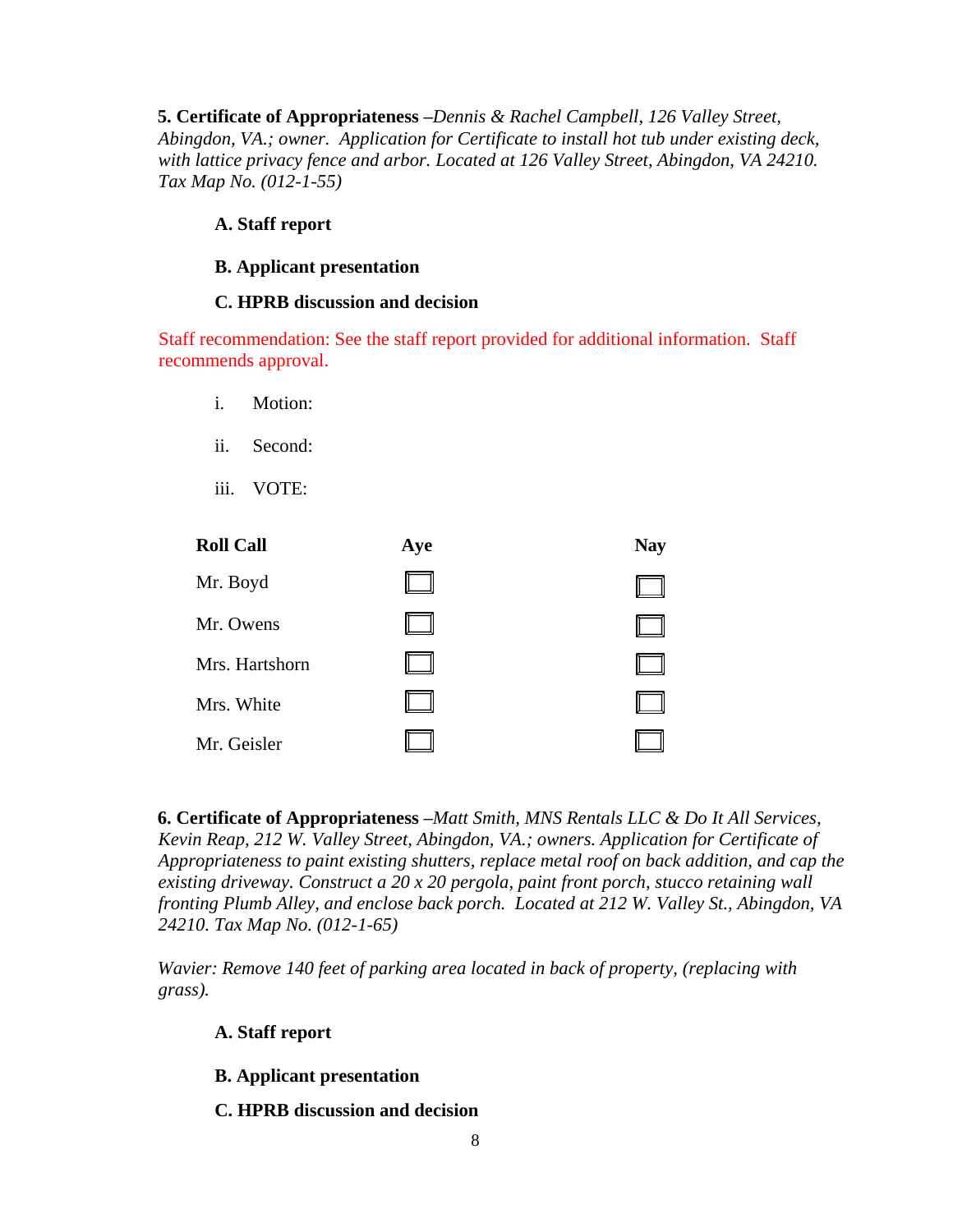**5. Certificate of Appropriateness** –*Dennis & Rachel Campbell, 126 Valley Street, Abingdon, VA.; owner. Application for Certificate to install hot tub under existing deck, with lattice privacy fence and arbor. Located at 126 Valley Street, Abingdon, VA 24210. Tax Map No. (012-1-55)*

**A. Staff report**

**B. Applicant presentation**

**C. HPRB discussion and decision**

Staff recommendation: See the staff report provided for additional information. Staff recommends approval.

i. Motion:

ii. Second:

iii. VOTE:

| Roll Call | Aye | Nay |
|---|---|---|
| Mr. Boyd | ☐ | ☐ |
| Mr. Owens | ☐ | ☐ |
| Mrs. Hartshorn | ☐ | ☐ |
| Mrs. White | ☐ | ☐ |
| Mr. Geisler | ☐ | ☐ |

**6. Certificate of Appropriateness** –*Matt Smith, MNS Rentals LLC & Do It All Services, Kevin Reap, 212 W. Valley Street, Abingdon, VA.; owners. Application for Certificate of Appropriateness to paint existing shutters, replace metal roof on back addition, and cap the existing driveway. Construct a 20 x 20 pergola, paint front porch, stucco retaining wall fronting Plumb Alley, and enclose back porch. Located at 212 W. Valley St., Abingdon, VA 24210. Tax Map No. (012-1-65)*

*Wavier: Remove 140 feet of parking area located in back of property, (replacing with grass).*

**A. Staff report**

**B. Applicant presentation**

**C. HPRB discussion and decision**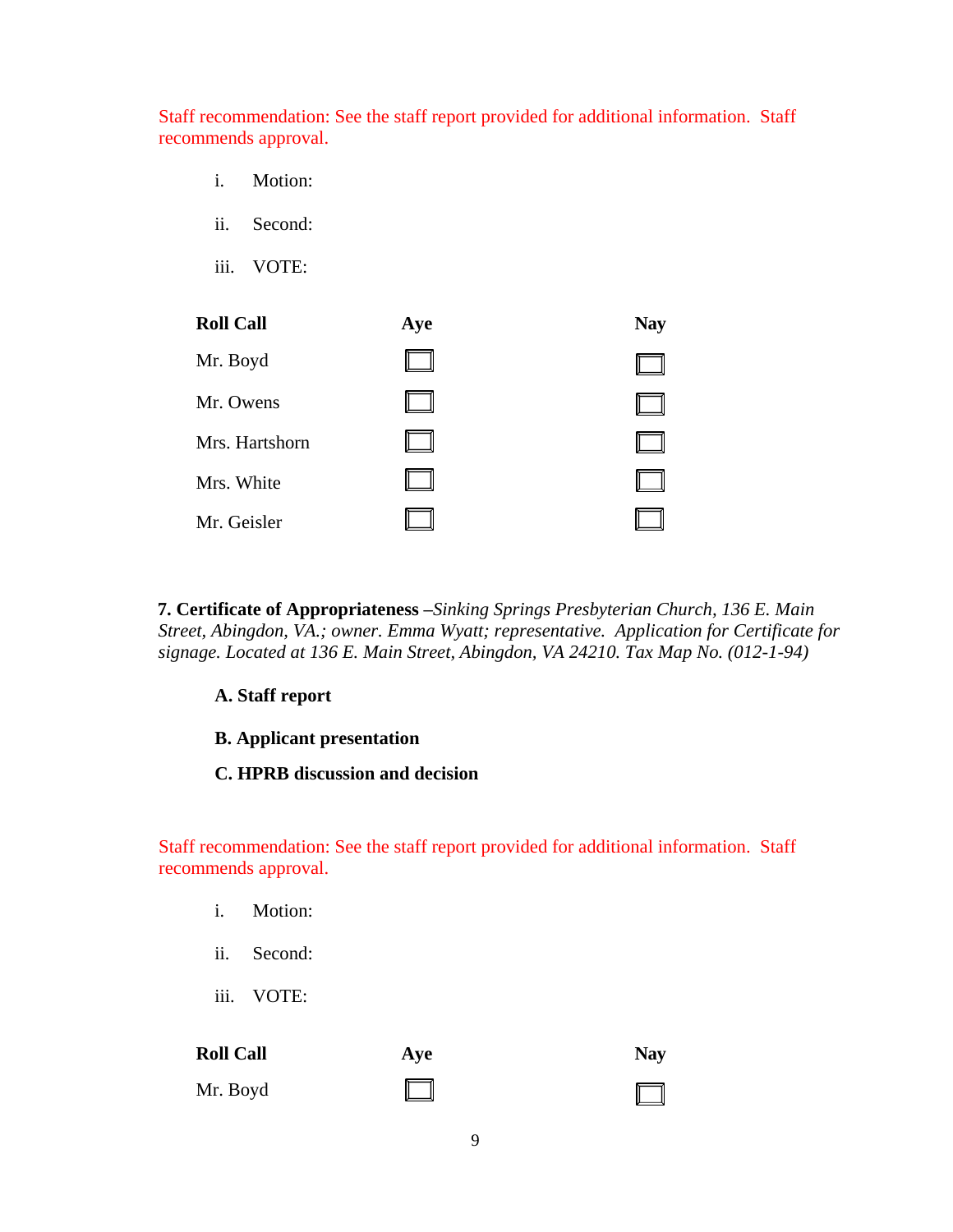Staff recommendation: See the staff report provided for additional information. Staff recommends approval.

i. Motion:

ii. Second:

iii. VOTE:

| Roll Call | Aye | Nay |
|---|---|---|
| Mr. Boyd | ☐ | ☐ |
| Mr. Owens | ☐ | ☐ |
| Mrs. Hartshorn | ☐ | ☐ |
| Mrs. White | ☐ | ☐ |
| Mr. Geisler | ☐ | ☐ |

**7. Certificate of Appropriateness** –*Sinking Springs Presbyterian Church, 136 E. Main Street, Abingdon, VA.; owner. Emma Wyatt; representative. Application for Certificate for signage. Located at 136 E. Main Street, Abingdon, VA 24210. Tax Map No. (012-1-94)*

**A. Staff report**

**B. Applicant presentation**

**C. HPRB discussion and decision**

Staff recommendation: See the staff report provided for additional information. Staff recommends approval.

i. Motion:

ii. Second:

iii. VOTE:

| Roll Call | Aye | Nay |
|---|---|---|
| Mr. Boyd | ☐ | ☐ |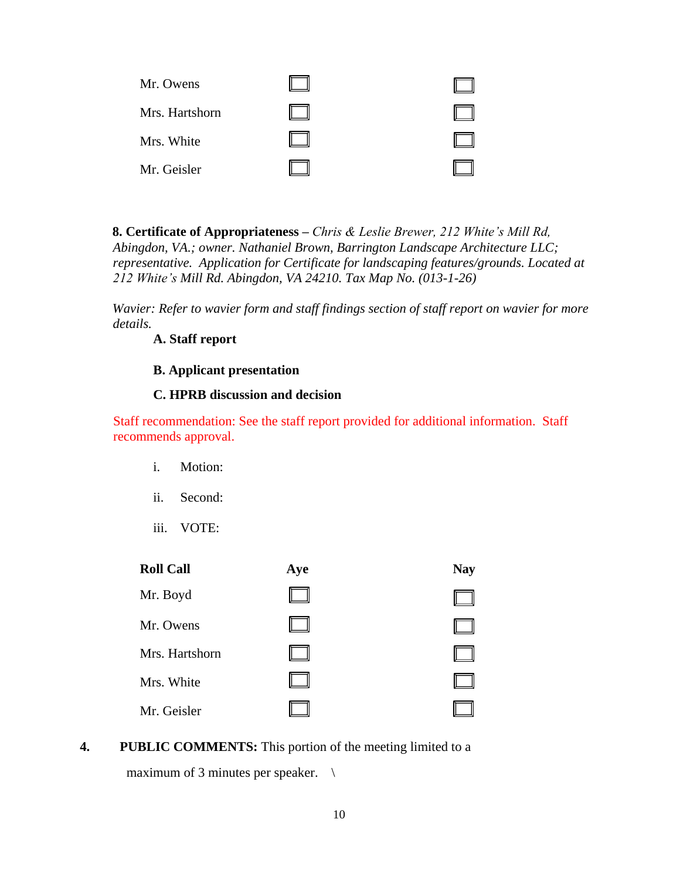| | | |
|---|---|---|
| Mr. Owens | ☐ | ☐ |
| Mrs. Hartshorn | ☐ | ☐ |
| Mrs. White | ☐ | ☐ |
| Mr. Geisler | ☐ | ☐ |

**8. Certificate of Appropriateness –** *Chris & Leslie Brewer, 212 White's Mill Rd, Abingdon, VA.; owner. Nathaniel Brown, Barrington Landscape Architecture LLC; representative. Application for Certificate for landscaping features/grounds. Located at 212 White's Mill Rd. Abingdon, VA 24210. Tax Map No. (013-1-26)*

*Wavier: Refer to wavier form and staff findings section of staff report on wavier for more details.*

**A. Staff report**

**B. Applicant presentation**

**C. HPRB discussion and decision**

Staff recommendation: See the staff report provided for additional information. Staff recommends approval.

i. Motion:

ii. Second:

iii. VOTE:

| **Roll Call** | **Aye** | **Nay** |
|---|---|---|
| Mr. Boyd | ☐ | ☐ |
| Mr. Owens | ☐ | ☐ |
| Mrs. Hartshorn | ☐ | ☐ |
| Mrs. White | ☐ | ☐ |
| Mr. Geisler | ☐ | ☐ |

**4. PUBLIC COMMENTS:** This portion of the meeting limited to a maximum of 3 minutes per speaker. \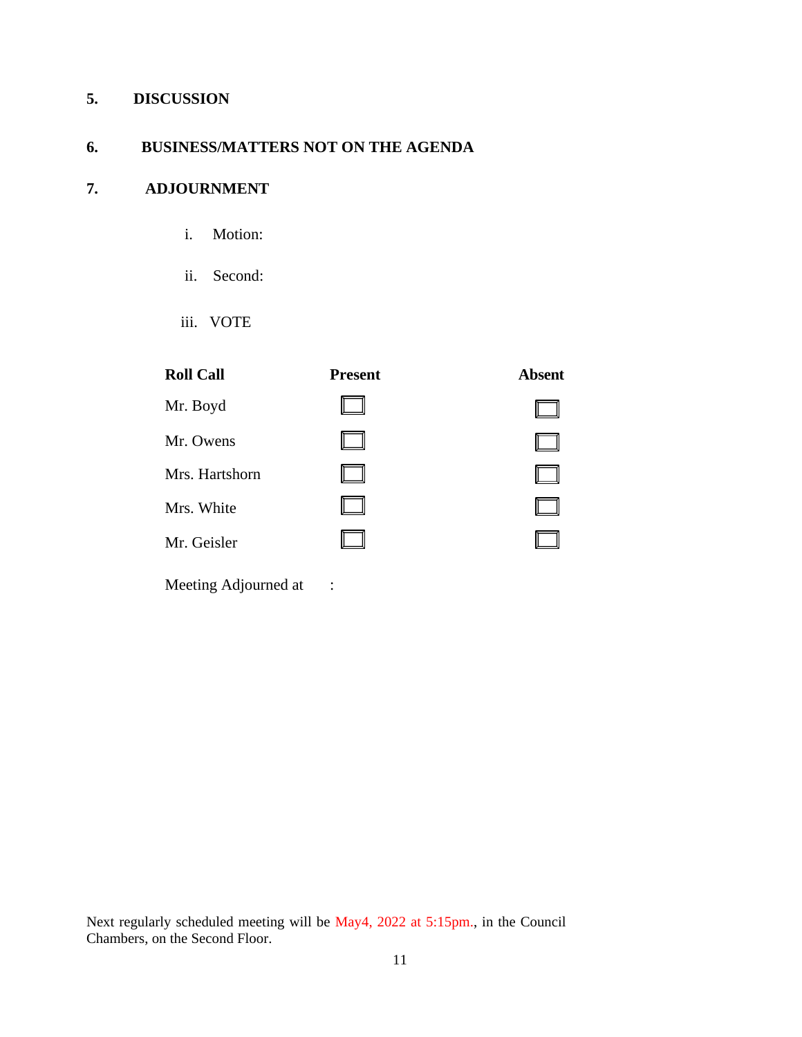## 5. DISCUSSION

## 6. BUSINESS/MATTERS NOT ON THE AGENDA

## 7. ADJOURNMENT

i. Motion:

ii. Second:

iii. VOTE

| Roll Call | Present | Absent |
|---|---|---|
| Mr. Boyd | ☐ | ☐ |
| Mr. Owens | ☐ | ☐ |
| Mrs. Hartshorn | ☐ | ☐ |
| Mrs. White | ☐ | ☐ |
| Mr. Geisler | ☐ | ☐ |

Meeting Adjourned at :

Next regularly scheduled meeting will be May4, 2022 at 5:15pm., in the Council Chambers, on the Second Floor.